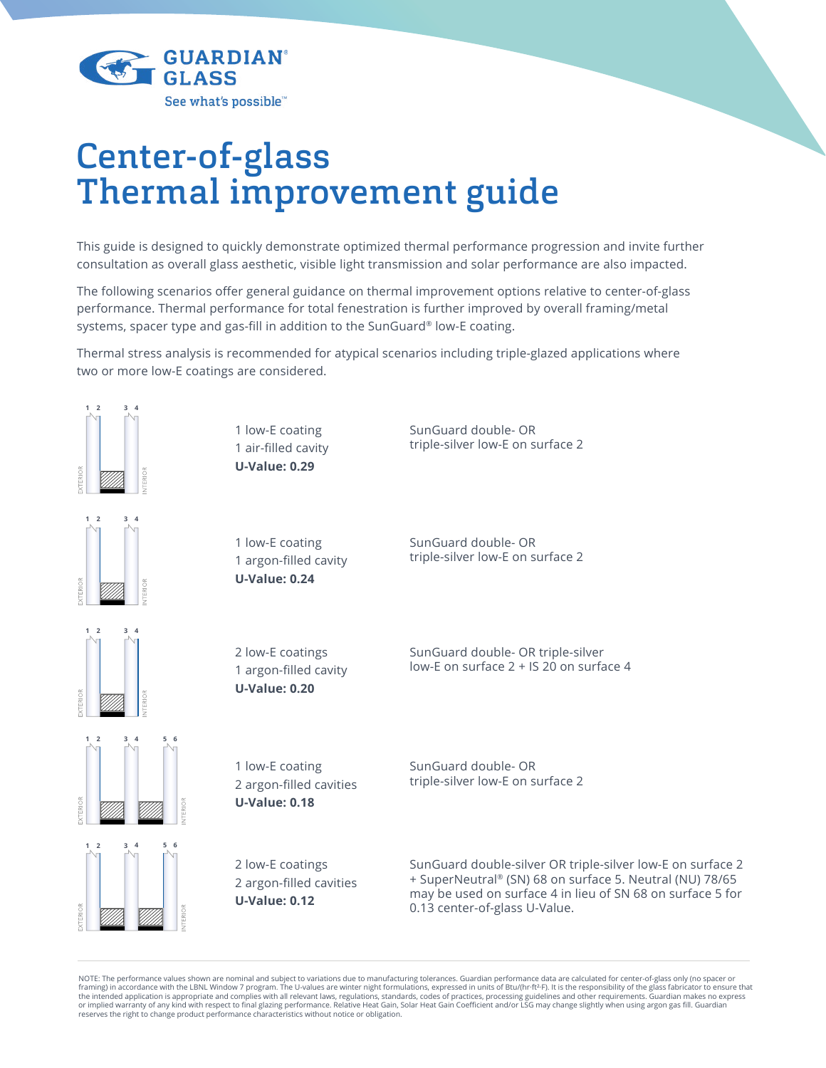GUARDIAN® GLASS
See what's possible™

# Center-of-glass Thermal improvement guide

This guide is designed to quickly demonstrate optimized thermal performance progression and invite further consultation as overall glass aesthetic, visible light transmission and solar performance are also impacted.

The following scenarios offer general guidance on thermal improvement options relative to center-of-glass performance. Thermal performance for total fenestration is further improved by overall framing/metal systems, spacer type and gas-fill in addition to the SunGuard® low-E coating.

Thermal stress analysis is recommended for atypical scenarios including triple-glazed applications where two or more low-E coatings are considered.

| Configuration | Description | Coating |
|---|---|---|
| Surfaces 1 2 3 4 (EXTERIOR / INTERIOR) | 1 low-E coating<br>1 air-filled cavity<br>**U-Value: 0.29** | SunGuard double- OR triple-silver low-E on surface 2 |
| Surfaces 1 2 3 4 (EXTERIOR / INTERIOR) | 1 low-E coating<br>1 argon-filled cavity<br>**U-Value: 0.24** | SunGuard double- OR triple-silver low-E on surface 2 |
| Surfaces 1 2 3 4 (EXTERIOR / INTERIOR) | 2 low-E coatings<br>1 argon-filled cavity<br>**U-Value: 0.20** | SunGuard double- OR triple-silver low-E on surface 2 + IS 20 on surface 4 |
| Surfaces 1 2 3 4 5 6 (EXTERIOR / INTERIOR) | 1 low-E coating<br>2 argon-filled cavities<br>**U-Value: 0.18** | SunGuard double- OR triple-silver low-E on surface 2 |
| Surfaces 1 2 3 4 5 6 (EXTERIOR / INTERIOR) | 2 low-E coatings<br>2 argon-filled cavities<br>**U-Value: 0.12** | SunGuard double-silver OR triple-silver low-E on surface 2 + SuperNeutral® (SN) 68 on surface 5. Neutral (NU) 78/65 may be used on surface 4 in lieu of SN 68 on surface 5 for 0.13 center-of-glass U-Value. |

NOTE: The performance values shown are nominal and subject to variations due to manufacturing tolerances. Guardian performance data are calculated for center-of-glass only (no spacer or framing) in accordance with the LBNL Window 7 program. The U-values are winter night formulations, expressed in units of Btu/(hr·ft²·F). It is the responsibility of the glass fabricator to ensure that the intended application is appropriate and complies with all relevant laws, regulations, standards, codes of practices, processing guidelines and other requirements. Guardian makes no express or implied warranty of any kind with respect to final glazing performance. Relative Heat Gain, Solar Heat Gain Coefficient and/or LSG may change slightly when using argon gas fill. Guardian reserves the right to change product performance characteristics without notice or obligation.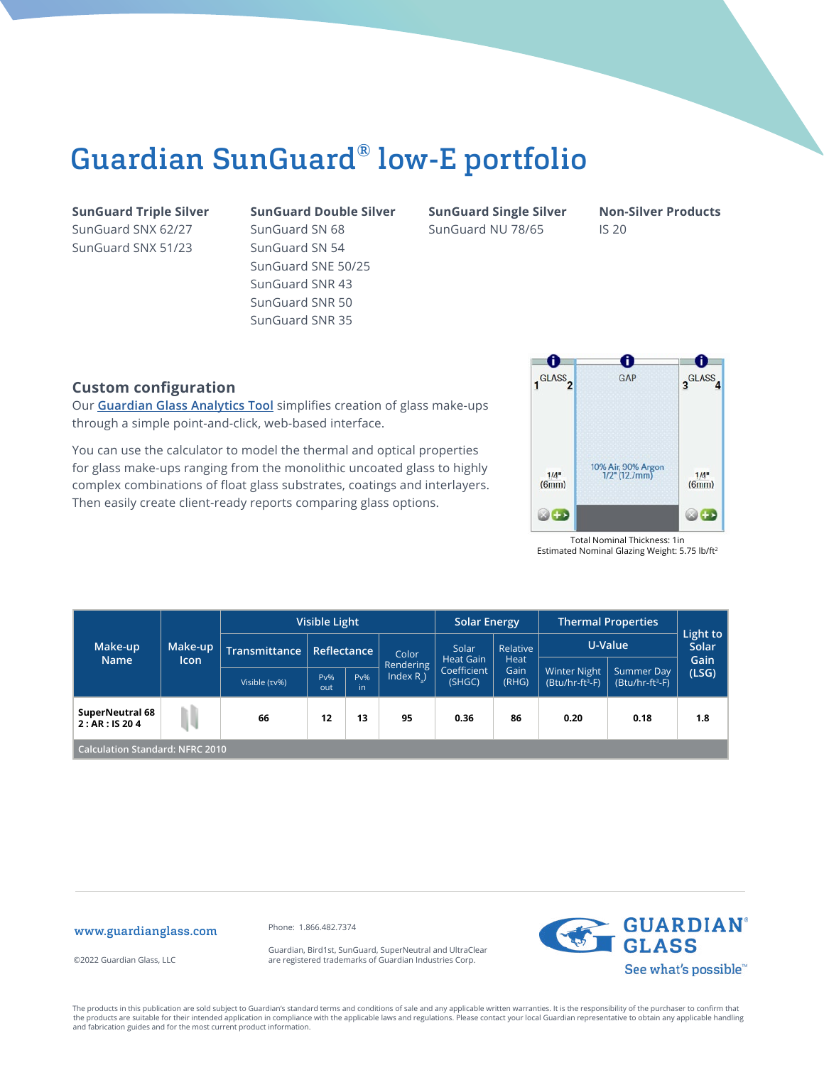# Guardian SunGuard® low-E portfolio

**SunGuard Triple Silver**
SunGuard SNX 62/27
SunGuard SNX 51/23

**SunGuard Double Silver**
SunGuard SN 68
SunGuard SN 54
SunGuard SNE 50/25
SunGuard SNR 43
SunGuard SNR 50
SunGuard SNR 35

**SunGuard Single Silver**
SunGuard NU 78/65

**Non-Silver Products**
IS 20

## Custom configuration

Our Guardian Glass Analytics Tool simplifies creation of glass make-ups through a simple point-and-click, web-based interface.

You can use the calculator to model the thermal and optical properties for glass make-ups ranging from the monolithic uncoated glass to highly complex combinations of float glass substrates, coatings and interlayers. Then easily create client-ready reports comparing glass options.

1 GLASS 2
1/4" (6mm)

GAP
10% Air, 90% Argon 1/2" (12.7mm)

3 GLASS 4
1/4" (6mm)

Total Nominal Thickness: 1in
Estimated Nominal Glazing Weight: 5.75 lb/ft²

| Make-up Name | Make-up Icon | Visible Light | | | | Solar Energy | | Thermal Properties | | Light to Solar Gain (LSG) |
|---|---|---|---|---|---|---|---|---|---|---|
| | | Transmittance | Reflectance | | Color Rendering Index $R_a$ | Solar Heat Gain Coefficient (SHGC) | Relative Heat Gain (RHG) | U-Value | | |
| | | Visible (tv%) | Pv% out | Pv% in | | | | Winter Night (Btu/hr-ft²-F) | Summer Day (Btu/hr-ft²-F) | |
| **SuperNeutral 68 2 : AR : IS 20 4** | | 66 | 12 | 13 | 95 | 0.36 | 86 | 0.20 | 0.18 | 1.8 |

Calculation Standard: NFRC 2010

www.guardianglass.com

©2022 Guardian Glass, LLC

Phone: 1.866.482.7374

Guardian, Bird1st, SunGuard, SuperNeutral and UltraClear are registered trademarks of Guardian Industries Corp.

GUARDIAN® GLASS
See what's possible™

The products in this publication are sold subject to Guardian's standard terms and conditions of sale and any applicable written warranties. It is the responsibility of the purchaser to confirm that the products are suitable for their intended application in compliance with the applicable laws and regulations. Please contact your local Guardian representative to obtain any applicable handling and fabrication guides and for the most current product information.